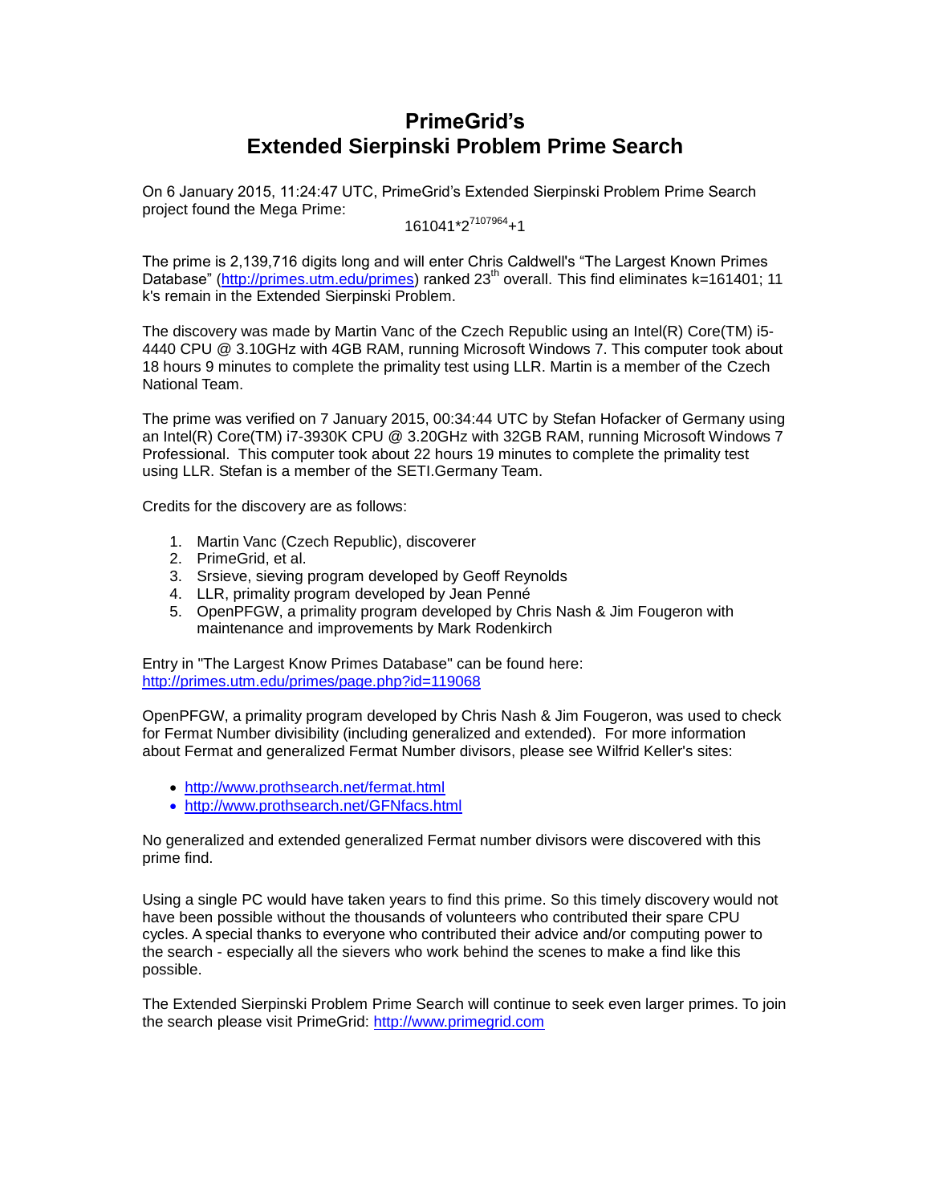# PrimeGrid's
# Extended Sierpinski Problem Prime Search

On 6 January 2015, 11:24:47 UTC, PrimeGrid's Extended Sierpinski Problem Prime Search project found the Mega Prime:

$$161041*2^{7107964}+1$$

The prime is 2,139,716 digits long and will enter Chris Caldwell's "The Largest Known Primes Database" (http://primes.utm.edu/primes) ranked 23rd overall. This find eliminates k=161401; 11 k's remain in the Extended Sierpinski Problem.

The discovery was made by Martin Vanc of the Czech Republic using an Intel(R) Core(TM) i5-4440 CPU @ 3.10GHz with 4GB RAM, running Microsoft Windows 7. This computer took about 18 hours 9 minutes to complete the primality test using LLR. Martin is a member of the Czech National Team.

The prime was verified on 7 January 2015, 00:34:44 UTC by Stefan Hofacker of Germany using an Intel(R) Core(TM) i7-3930K CPU @ 3.20GHz with 32GB RAM, running Microsoft Windows 7 Professional. This computer took about 22 hours 19 minutes to complete the primality test using LLR. Stefan is a member of the SETI.Germany Team.

Credits for the discovery are as follows:

1. Martin Vanc (Czech Republic), discoverer
2. PrimeGrid, et al.
3. Srsieve, sieving program developed by Geoff Reynolds
4. LLR, primality program developed by Jean Penné
5. OpenPFGW, a primality program developed by Chris Nash & Jim Fougeron with maintenance and improvements by Mark Rodenkirch

Entry in "The Largest Know Primes Database" can be found here:
http://primes.utm.edu/primes/page.php?id=119068

OpenPFGW, a primality program developed by Chris Nash & Jim Fougeron, was used to check for Fermat Number divisibility (including generalized and extended). For more information about Fermat and generalized Fermat Number divisors, please see Wilfrid Keller's sites:

- http://www.prothsearch.net/fermat.html
- http://www.prothsearch.net/GFNfacs.html

No generalized and extended generalized Fermat number divisors were discovered with this prime find.

Using a single PC would have taken years to find this prime. So this timely discovery would not have been possible without the thousands of volunteers who contributed their spare CPU cycles. A special thanks to everyone who contributed their advice and/or computing power to the search - especially all the sievers who work behind the scenes to make a find like this possible.

The Extended Sierpinski Problem Prime Search will continue to seek even larger primes. To join the search please visit PrimeGrid: http://www.primegrid.com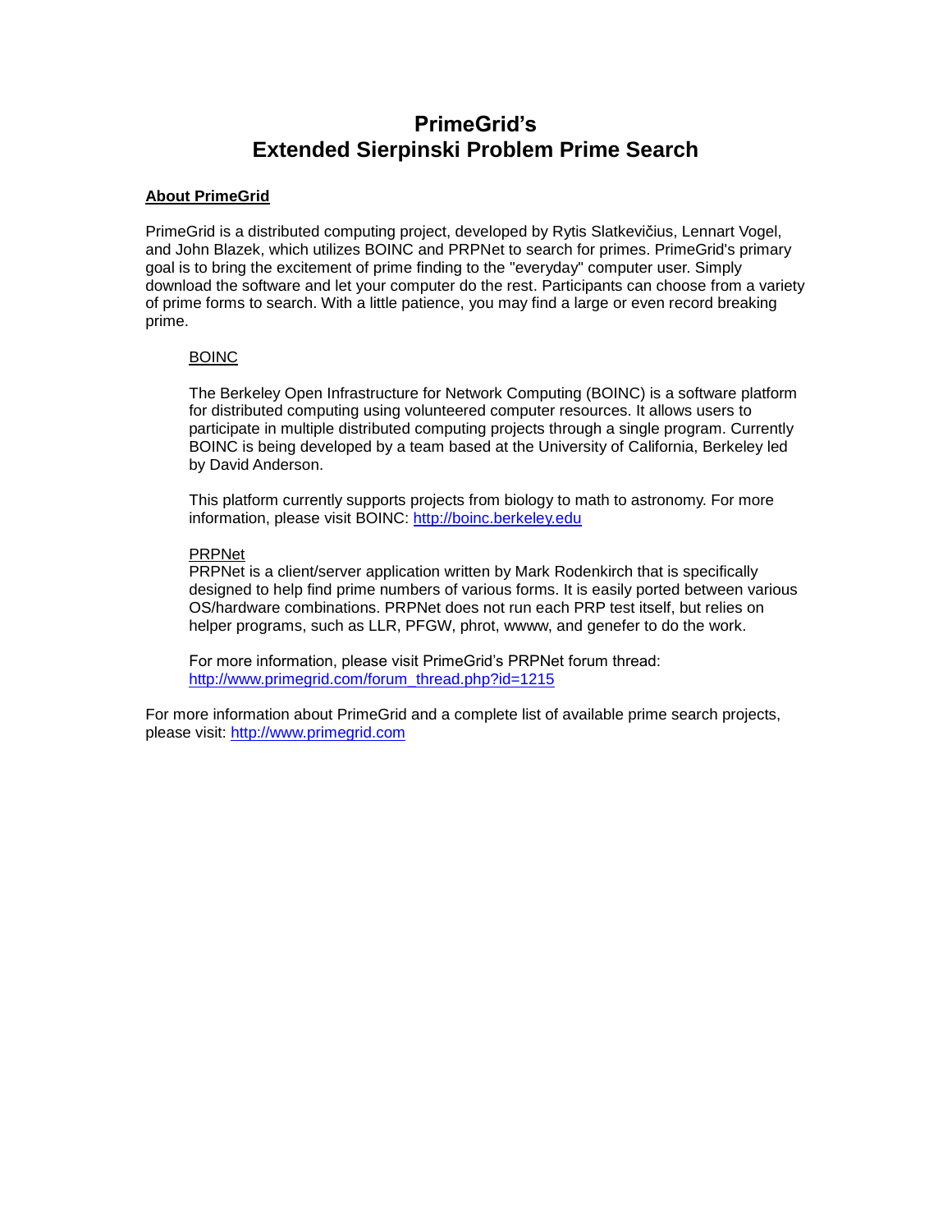# PrimeGrid's
# Extended Sierpinski Problem Prime Search

**About PrimeGrid**

PrimeGrid is a distributed computing project, developed by Rytis Slatkevičius, Lennart Vogel, and John Blazek, which utilizes BOINC and PRPNet to search for primes. PrimeGrid's primary goal is to bring the excitement of prime finding to the "everyday" computer user. Simply download the software and let your computer do the rest. Participants can choose from a variety of prime forms to search. With a little patience, you may find a large or even record breaking prime.

BOINC

The Berkeley Open Infrastructure for Network Computing (BOINC) is a software platform for distributed computing using volunteered computer resources. It allows users to participate in multiple distributed computing projects through a single program. Currently BOINC is being developed by a team based at the University of California, Berkeley led by David Anderson.

This platform currently supports projects from biology to math to astronomy. For more information, please visit BOINC: http://boinc.berkeley.edu

PRPNet

PRPNet is a client/server application written by Mark Rodenkirch that is specifically designed to help find prime numbers of various forms. It is easily ported between various OS/hardware combinations. PRPNet does not run each PRP test itself, but relies on helper programs, such as LLR, PFGW, phrot, wwww, and genefer to do the work.

For more information, please visit PrimeGrid's PRPNet forum thread: http://www.primegrid.com/forum_thread.php?id=1215

For more information about PrimeGrid and a complete list of available prime search projects, please visit: http://www.primegrid.com